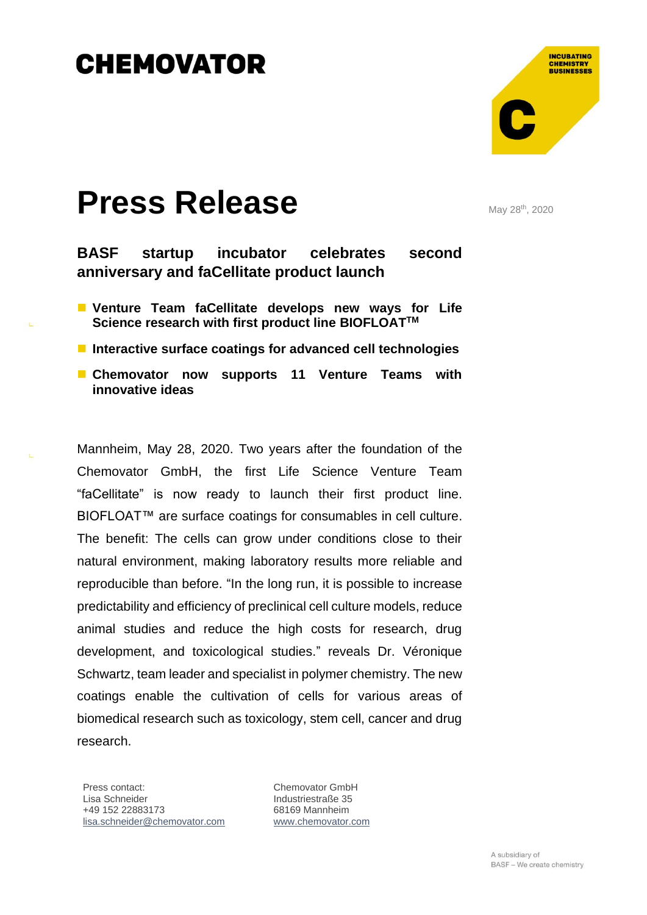CHEMOVATOR

INCUBATING CHEMISTRY BUSINESSES

# Press Release

May 28th, 2020

## BASF startup incubator celebrates second anniversary and faCellitate product launch

- **Venture Team faCellitate develops new ways for Life Science research with first product line BIOFLOAT™**
- **Interactive surface coatings for advanced cell technologies**
- **Chemovator now supports 11 Venture Teams with innovative ideas**

Mannheim, May 28, 2020. Two years after the foundation of the Chemovator GmbH, the first Life Science Venture Team "faCellitate" is now ready to launch their first product line. BIOFLOAT™ are surface coatings for consumables in cell culture. The benefit: The cells can grow under conditions close to their natural environment, making laboratory results more reliable and reproducible than before. "In the long run, it is possible to increase predictability and efficiency of preclinical cell culture models, reduce animal studies and reduce the high costs for research, drug development, and toxicological studies." reveals Dr. Véronique Schwartz, team leader and specialist in polymer chemistry. The new coatings enable the cultivation of cells for various areas of biomedical research such as toxicology, stem cell, cancer and drug research.

Press contact:
Lisa Schneider
+49 152 22883173
lisa.schneider@chemovator.com

Chemovator GmbH
Industriestraße 35
68169 Mannheim
www.chemovator.com

A subsidiary of
BASF – We create chemistry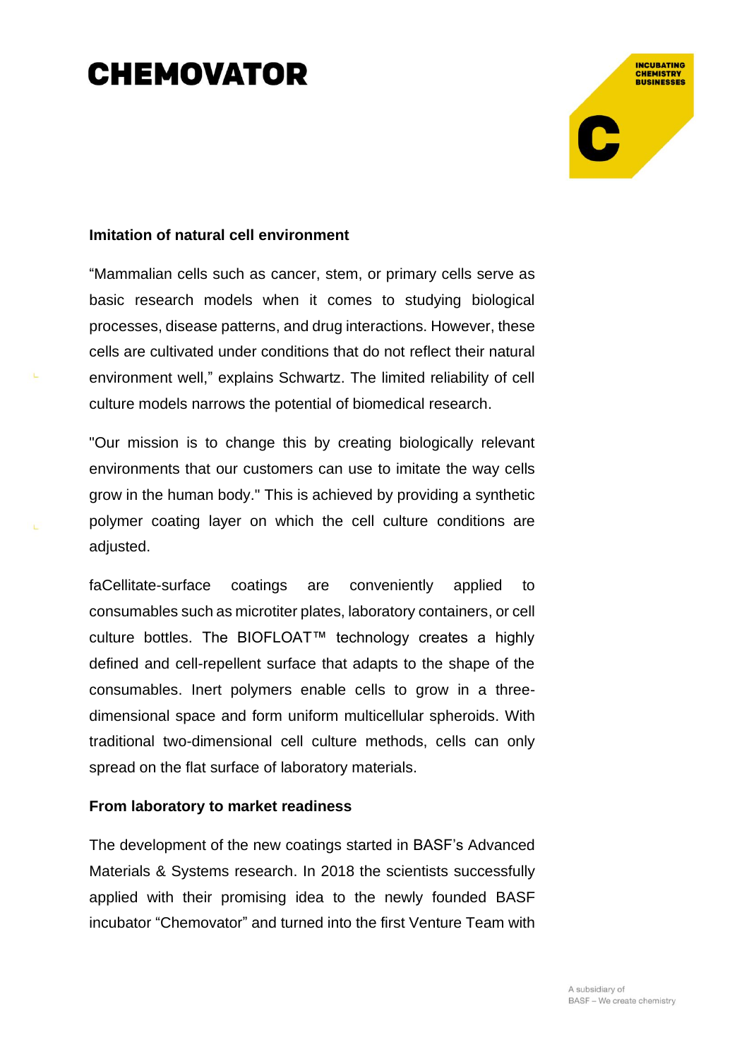### Imitation of natural cell environment

"Mammalian cells such as cancer, stem, or primary cells serve as basic research models when it comes to studying biological processes, disease patterns, and drug interactions. However, these cells are cultivated under conditions that do not reflect their natural environment well," explains Schwartz. The limited reliability of cell culture models narrows the potential of biomedical research.

"Our mission is to change this by creating biologically relevant environments that our customers can use to imitate the way cells grow in the human body." This is achieved by providing a synthetic polymer coating layer on which the cell culture conditions are adjusted.

faCellitate-surface coatings are conveniently applied to consumables such as microtiter plates, laboratory containers, or cell culture bottles. The BIOFLOAT™ technology creates a highly defined and cell-repellent surface that adapts to the shape of the consumables. Inert polymers enable cells to grow in a three-dimensional space and form uniform multicellular spheroids. With traditional two-dimensional cell culture methods, cells can only spread on the flat surface of laboratory materials.

### From laboratory to market readiness

The development of the new coatings started in BASF's Advanced Materials & Systems research. In 2018 the scientists successfully applied with their promising idea to the newly founded BASF incubator "Chemovator" and turned into the first Venture Team with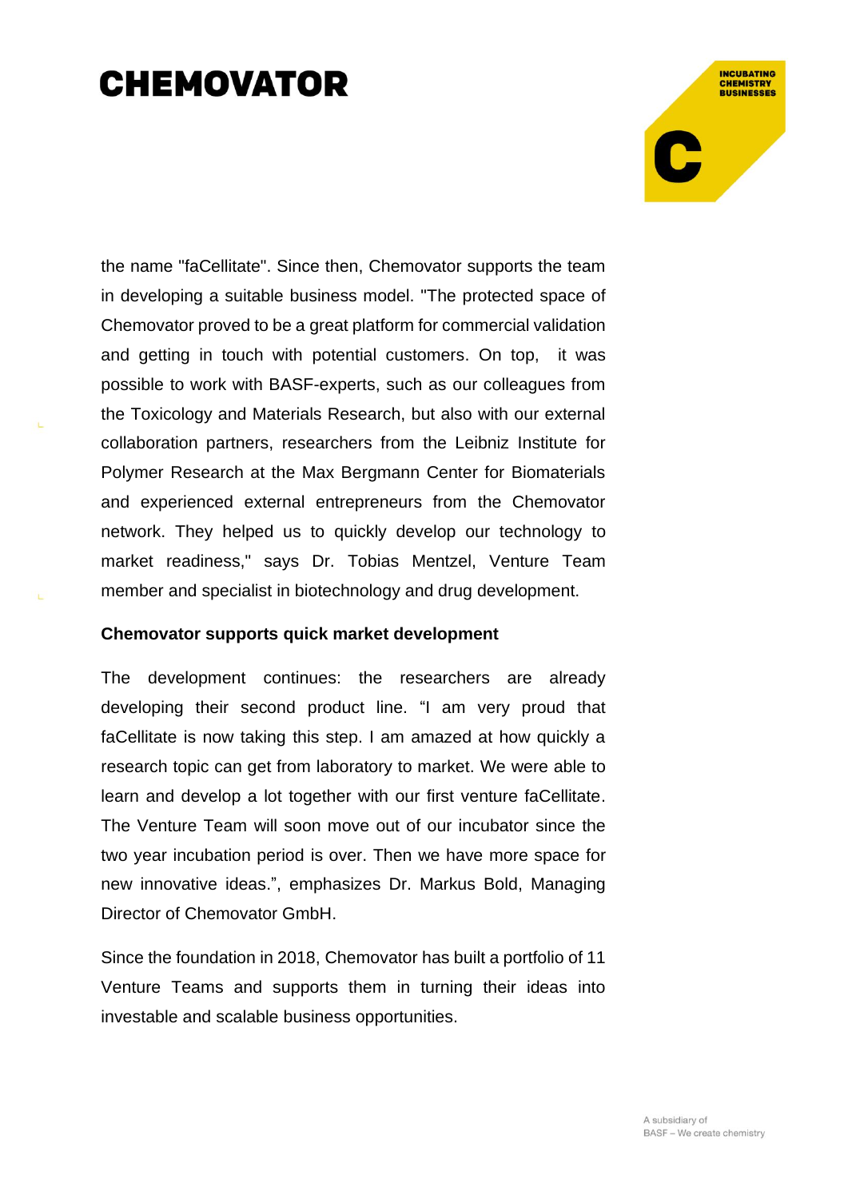the name "faCellitate". Since then, Chemovator supports the team in developing a suitable business model. "The protected space of Chemovator proved to be a great platform for commercial validation and getting in touch with potential customers. On top,  it was possible to work with BASF-experts, such as our colleagues from the Toxicology and Materials Research, but also with our external collaboration partners, researchers from the Leibniz Institute for Polymer Research at the Max Bergmann Center for Biomaterials and experienced external entrepreneurs from the Chemovator network. They helped us to quickly develop our technology to market readiness," says Dr. Tobias Mentzel, Venture Team member and specialist in biotechnology and drug development.

**Chemovator supports quick market development**

The development continues: the researchers are already developing their second product line. "I am very proud that faCellitate is now taking this step. I am amazed at how quickly a research topic can get from laboratory to market. We were able to learn and develop a lot together with our first venture faCellitate. The Venture Team will soon move out of our incubator since the two year incubation period is over. Then we have more space for new innovative ideas.", emphasizes Dr. Markus Bold, Managing Director of Chemovator GmbH.

Since the foundation in 2018, Chemovator has built a portfolio of 11 Venture Teams and supports them in turning their ideas into investable and scalable business opportunities.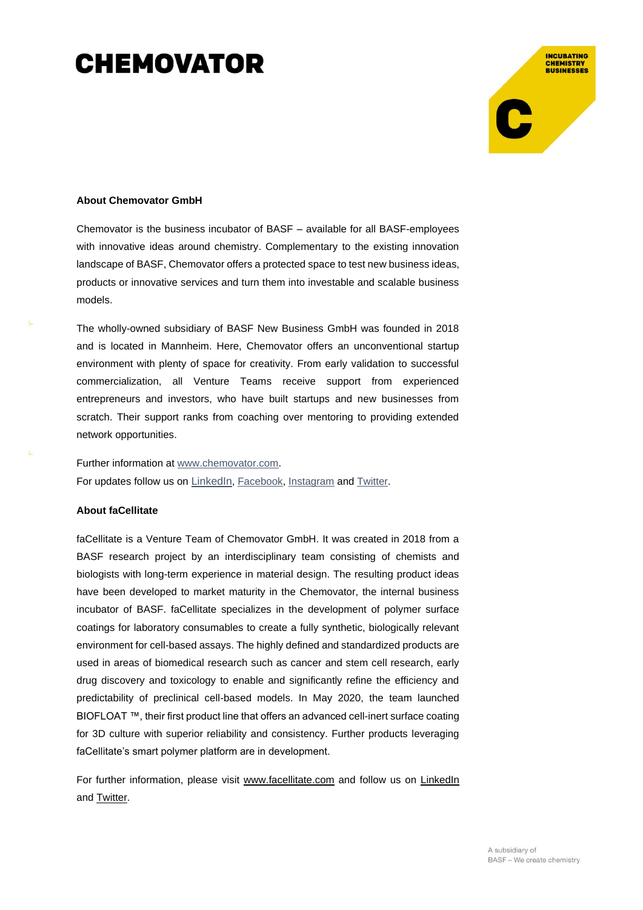**About Chemovator GmbH**

Chemovator is the business incubator of BASF – available for all BASF-employees with innovative ideas around chemistry. Complementary to the existing innovation landscape of BASF, Chemovator offers a protected space to test new business ideas, products or innovative services and turn them into investable and scalable business models.

The wholly-owned subsidiary of BASF New Business GmbH was founded in 2018 and is located in Mannheim. Here, Chemovator offers an unconventional startup environment with plenty of space for creativity. From early validation to successful commercialization, all Venture Teams receive support from experienced entrepreneurs and investors, who have built startups and new businesses from scratch. Their support ranks from coaching over mentoring to providing extended network opportunities.

Further information at www.chemovator.com.
For updates follow us on LinkedIn, Facebook, Instagram and Twitter.

**About faCellitate**

faCellitate is a Venture Team of Chemovator GmbH. It was created in 2018 from a BASF research project by an interdisciplinary team consisting of chemists and biologists with long-term experience in material design. The resulting product ideas have been developed to market maturity in the Chemovator, the internal business incubator of BASF. faCellitate specializes in the development of polymer surface coatings for laboratory consumables to create a fully synthetic, biologically relevant environment for cell-based assays. The highly defined and standardized products are used in areas of biomedical research such as cancer and stem cell research, early drug discovery and toxicology to enable and significantly refine the efficiency and predictability of preclinical cell-based models. In May 2020, the team launched BIOFLOAT ™, their first product line that offers an advanced cell-inert surface coating for 3D culture with superior reliability and consistency. Further products leveraging faCellitate's smart polymer platform are in development.

For further information, please visit www.facellitate.com and follow us on LinkedIn and Twitter.